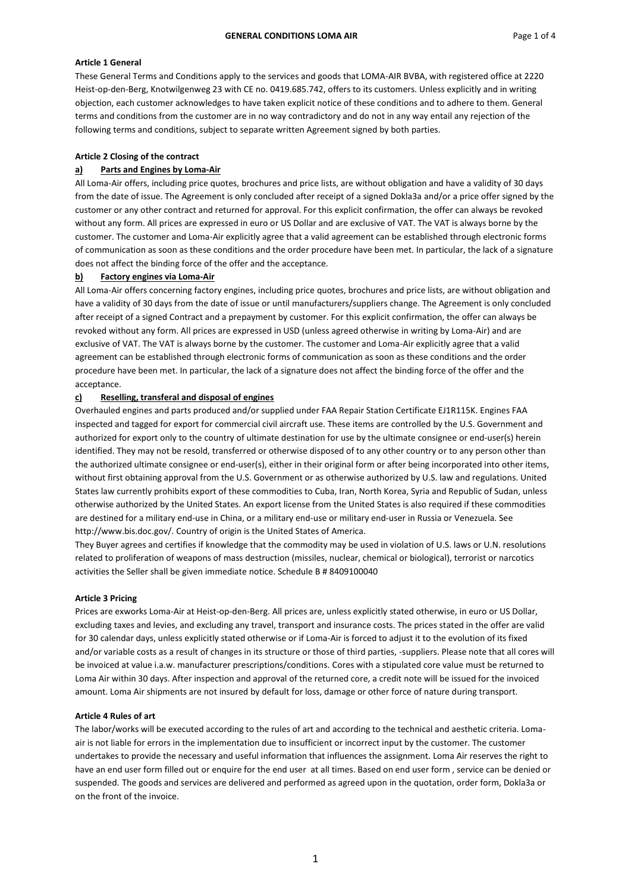# GENERAL CONDITIONS LOMA AIR

## Article 1 General

These General Terms and Conditions apply to the services and goods that LOMA-AIR BVBA, with registered office at 2220 Heist-op-den-Berg, Knotwilgenweg 23 with CE no. 0419.685.742, offers to its customers. Unless explicitly and in writing objection, each customer acknowledges to have taken explicit notice of these conditions and to adhere to them. General terms and conditions from the customer are in no way contradictory and do not in any way entail any rejection of the following terms and conditions, subject to separate written Agreement signed by both parties.

## Article 2 Closing of the contract

### a) Parts and Engines by Loma-Air

All Loma-Air offers, including price quotes, brochures and price lists, are without obligation and have a validity of 30 days from the date of issue. The Agreement is only concluded after receipt of a signed Dokla3a and/or a price offer signed by the customer or any other contract and returned for approval. For this explicit confirmation, the offer can always be revoked without any form. All prices are expressed in euro or US Dollar and are exclusive of VAT. The VAT is always borne by the customer. The customer and Loma-Air explicitly agree that a valid agreement can be established through electronic forms of communication as soon as these conditions and the order procedure have been met. In particular, the lack of a signature does not affect the binding force of the offer and the acceptance.

### b) Factory engines via Loma-Air

All Loma-Air offers concerning factory engines, including price quotes, brochures and price lists, are without obligation and have a validity of 30 days from the date of issue or until manufacturers/suppliers change. The Agreement is only concluded after receipt of a signed Contract and a prepayment by customer. For this explicit confirmation, the offer can always be revoked without any form. All prices are expressed in USD (unless agreed otherwise in writing by Loma-Air) and are exclusive of VAT. The VAT is always borne by the customer. The customer and Loma-Air explicitly agree that a valid agreement can be established through electronic forms of communication as soon as these conditions and the order procedure have been met. In particular, the lack of a signature does not affect the binding force of the offer and the acceptance.

### c) Reselling, transferal and disposal of engines

Overhauled engines and parts produced and/or supplied under FAA Repair Station Certificate EJ1R115K. Engines FAA inspected and tagged for export for commercial civil aircraft use. These items are controlled by the U.S. Government and authorized for export only to the country of ultimate destination for use by the ultimate consignee or end-user(s) herein identified. They may not be resold, transferred or otherwise disposed of to any other country or to any person other than the authorized ultimate consignee or end-user(s), either in their original form or after being incorporated into other items, without first obtaining approval from the U.S. Government or as otherwise authorized by U.S. law and regulations. United States law currently prohibits export of these commodities to Cuba, Iran, North Korea, Syria and Republic of Sudan, unless otherwise authorized by the United States. An export license from the United States is also required if these commodities are destined for a military end-use in China, or a military end-use or military end-user in Russia or Venezuela. See http://www.bis.doc.gov/. Country of origin is the United States of America.

They Buyer agrees and certifies if knowledge that the commodity may be used in violation of U.S. laws or U.N. resolutions related to proliferation of weapons of mass destruction (missiles, nuclear, chemical or biological), terrorist or narcotics activities the Seller shall be given immediate notice. Schedule B # 8409100040

## Article 3 Pricing

Prices are exworks Loma-Air at Heist-op-den-Berg. All prices are, unless explicitly stated otherwise, in euro or US Dollar, excluding taxes and levies, and excluding any travel, transport and insurance costs. The prices stated in the offer are valid for 30 calendar days, unless explicitly stated otherwise or if Loma-Air is forced to adjust it to the evolution of its fixed and/or variable costs as a result of changes in its structure or those of third parties, -suppliers. Please note that all cores will be invoiced at value i.a.w. manufacturer prescriptions/conditions. Cores with a stipulated core value must be returned to Loma Air within 30 days. After inspection and approval of the returned core, a credit note will be issued for the invoiced amount. Loma Air shipments are not insured by default for loss, damage or other force of nature during transport.

## Article 4 Rules of art

The labor/works will be executed according to the rules of art and according to the technical and aesthetic criteria. Loma-air is not liable for errors in the implementation due to insufficient or incorrect input by the customer. The customer undertakes to provide the necessary and useful information that influences the assignment. Loma Air reserves the right to have an end user form filled out or enquire for the end user at all times. Based on end user form , service can be denied or suspended. The goods and services are delivered and performed as agreed upon in the quotation, order form, Dokla3a or on the front of the invoice.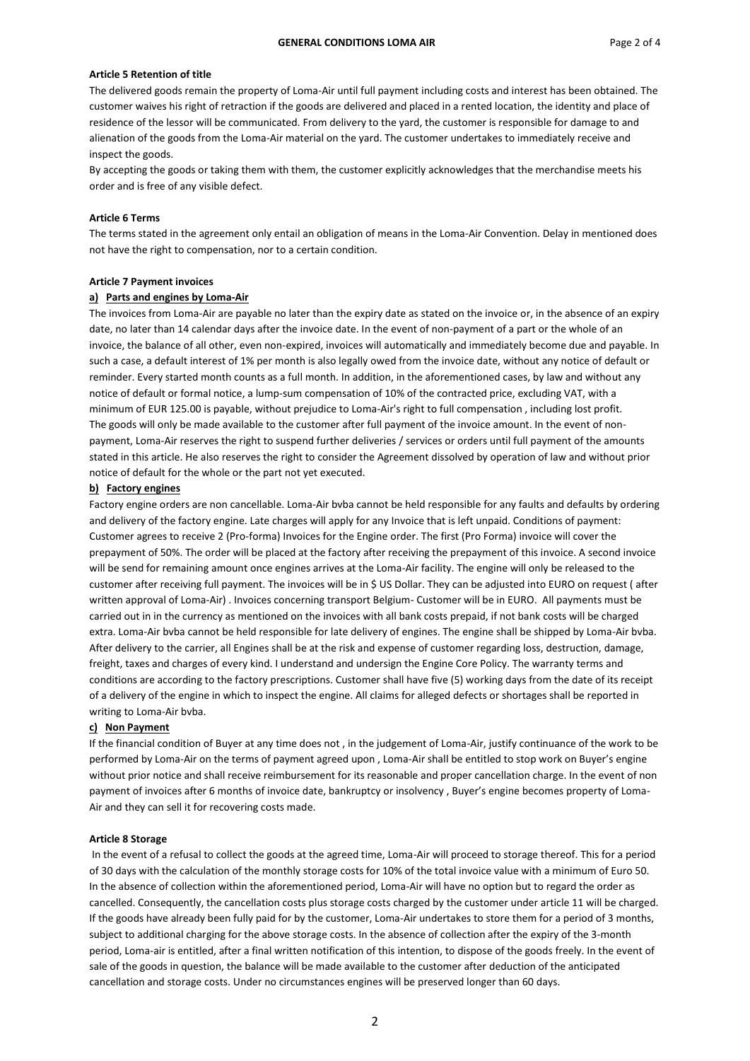**Article 5 Retention of title**

The delivered goods remain the property of Loma-Air until full payment including costs and interest has been obtained. The customer waives his right of retraction if the goods are delivered and placed in a rented location, the identity and place of residence of the lessor will be communicated. From delivery to the yard, the customer is responsible for damage to and alienation of the goods from the Loma-Air material on the yard. The customer undertakes to immediately receive and inspect the goods.

By accepting the goods or taking them with them, the customer explicitly acknowledges that the merchandise meets his order and is free of any visible defect.

**Article 6 Terms**

The terms stated in the agreement only entail an obligation of means in the Loma-Air Convention. Delay in mentioned does not have the right to compensation, nor to a certain condition.

**Article 7 Payment invoices**

**a) Parts and engines by Loma-Air**

The invoices from Loma-Air are payable no later than the expiry date as stated on the invoice or, in the absence of an expiry date, no later than 14 calendar days after the invoice date. In the event of non-payment of a part or the whole of an invoice, the balance of all other, even non-expired, invoices will automatically and immediately become due and payable. In such a case, a default interest of 1% per month is also legally owed from the invoice date, without any notice of default or reminder. Every started month counts as a full month. In addition, in the aforementioned cases, by law and without any notice of default or formal notice, a lump-sum compensation of 10% of the contracted price, excluding VAT, with a minimum of EUR 125.00 is payable, without prejudice to Loma-Air's right to full compensation , including lost profit. The goods will only be made available to the customer after full payment of the invoice amount. In the event of non-payment, Loma-Air reserves the right to suspend further deliveries / services or orders until full payment of the amounts stated in this article. He also reserves the right to consider the Agreement dissolved by operation of law and without prior notice of default for the whole or the part not yet executed.

**b) Factory engines**

Factory engine orders are non cancellable. Loma-Air bvba cannot be held responsible for any faults and defaults by ordering and delivery of the factory engine. Late charges will apply for any Invoice that is left unpaid. Conditions of payment: Customer agrees to receive 2 (Pro-forma) Invoices for the Engine order. The first (Pro Forma) invoice will cover the prepayment of 50%. The order will be placed at the factory after receiving the prepayment of this invoice. A second invoice will be send for remaining amount once engines arrives at the Loma-Air facility. The engine will only be released to the customer after receiving full payment. The invoices will be in $ US Dollar. They can be adjusted into EURO on request ( after written approval of Loma-Air) . Invoices concerning transport Belgium- Customer will be in EURO. All payments must be carried out in in the currency as mentioned on the invoices with all bank costs prepaid, if not bank costs will be charged extra. Loma-Air bvba cannot be held responsible for late delivery of engines. The engine shall be shipped by Loma-Air bvba. After delivery to the carrier, all Engines shall be at the risk and expense of customer regarding loss, destruction, damage, freight, taxes and charges of every kind. I understand and undersign the Engine Core Policy. The warranty terms and conditions are according to the factory prescriptions. Customer shall have five (5) working days from the date of its receipt of a delivery of the engine in which to inspect the engine. All claims for alleged defects or shortages shall be reported in writing to Loma-Air bvba.

**c) Non Payment**

If the financial condition of Buyer at any time does not , in the judgement of Loma-Air, justify continuance of the work to be performed by Loma-Air on the terms of payment agreed upon , Loma-Air shall be entitled to stop work on Buyer's engine without prior notice and shall receive reimbursement for its reasonable and proper cancellation charge. In the event of non payment of invoices after 6 months of invoice date, bankruptcy or insolvency , Buyer's engine becomes property of Loma-Air and they can sell it for recovering costs made.

**Article 8 Storage**

In the event of a refusal to collect the goods at the agreed time, Loma-Air will proceed to storage thereof. This for a period of 30 days with the calculation of the monthly storage costs for 10% of the total invoice value with a minimum of Euro 50. In the absence of collection within the aforementioned period, Loma-Air will have no option but to regard the order as cancelled. Consequently, the cancellation costs plus storage costs charged by the customer under article 11 will be charged. If the goods have already been fully paid for by the customer, Loma-Air undertakes to store them for a period of 3 months, subject to additional charging for the above storage costs. In the absence of collection after the expiry of the 3-month period, Loma-air is entitled, after a final written notification of this intention, to dispose of the goods freely. In the event of sale of the goods in question, the balance will be made available to the customer after deduction of the anticipated cancellation and storage costs. Under no circumstances engines will be preserved longer than 60 days.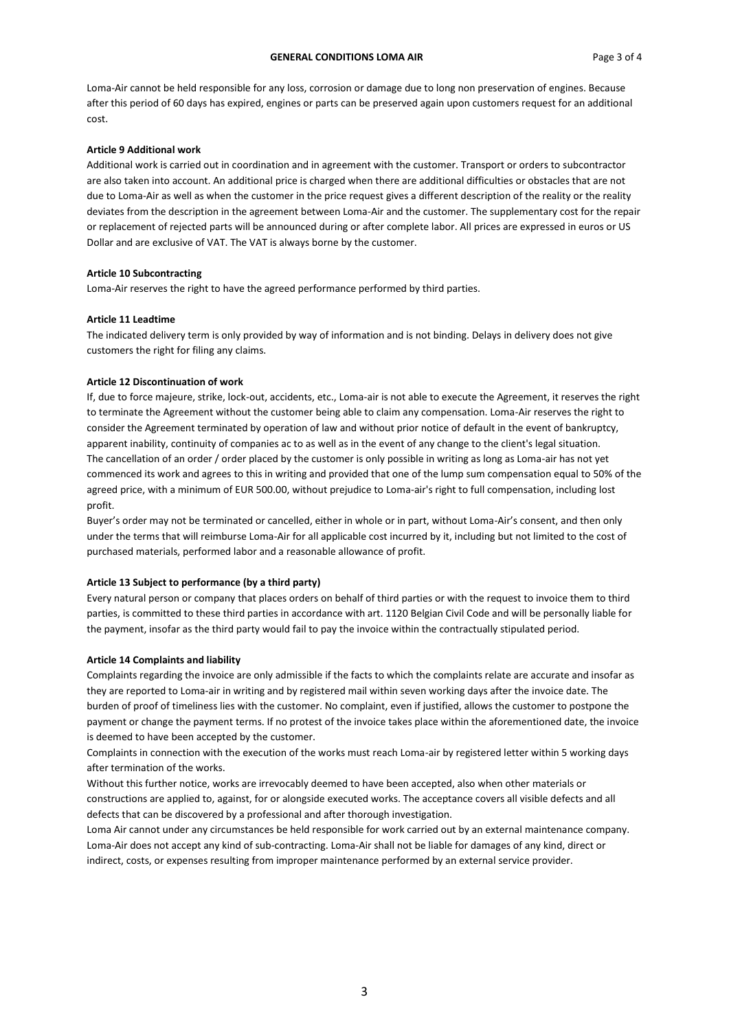Loma-Air cannot be held responsible for any loss, corrosion or damage due to long non preservation of engines. Because after this period of 60 days has expired, engines or parts can be preserved again upon customers request for an additional cost.

**Article 9 Additional work**

Additional work is carried out in coordination and in agreement with the customer. Transport or orders to subcontractor are also taken into account. An additional price is charged when there are additional difficulties or obstacles that are not due to Loma-Air as well as when the customer in the price request gives a different description of the reality or the reality deviates from the description in the agreement between Loma-Air and the customer. The supplementary cost for the repair or replacement of rejected parts will be announced during or after complete labor. All prices are expressed in euros or US Dollar and are exclusive of VAT. The VAT is always borne by the customer.

**Article 10 Subcontracting**

Loma-Air reserves the right to have the agreed performance performed by third parties.

**Article 11 Leadtime**

The indicated delivery term is only provided by way of information and is not binding. Delays in delivery does not give customers the right for filing any claims.

**Article 12 Discontinuation of work**

If, due to force majeure, strike, lock-out, accidents, etc., Loma-air is not able to execute the Agreement, it reserves the right to terminate the Agreement without the customer being able to claim any compensation. Loma-Air reserves the right to consider the Agreement terminated by operation of law and without prior notice of default in the event of bankruptcy, apparent inability, continuity of companies ac to as well as in the event of any change to the client's legal situation.
The cancellation of an order / order placed by the customer is only possible in writing as long as Loma-air has not yet commenced its work and agrees to this in writing and provided that one of the lump sum compensation equal to 50% of the agreed price, with a minimum of EUR 500.00, without prejudice to Loma-air's right to full compensation, including lost profit.
Buyer's order may not be terminated or cancelled, either in whole or in part, without Loma-Air's consent, and then only under the terms that will reimburse Loma-Air for all applicable cost incurred by it, including but not limited to the cost of purchased materials, performed labor and a reasonable allowance of profit.

**Article 13 Subject to performance (by a third party)**

Every natural person or company that places orders on behalf of third parties or with the request to invoice them to third parties, is committed to these third parties in accordance with art. 1120 Belgian Civil Code and will be personally liable for the payment, insofar as the third party would fail to pay the invoice within the contractually stipulated period.

**Article 14 Complaints and liability**

Complaints regarding the invoice are only admissible if the facts to which the complaints relate are accurate and insofar as they are reported to Loma-air in writing and by registered mail within seven working days after the invoice date. The burden of proof of timeliness lies with the customer. No complaint, even if justified, allows the customer to postpone the payment or change the payment terms. If no protest of the invoice takes place within the aforementioned date, the invoice is deemed to have been accepted by the customer.
Complaints in connection with the execution of the works must reach Loma-air by registered letter within 5 working days after termination of the works.
Without this further notice, works are irrevocably deemed to have been accepted, also when other materials or constructions are applied to, against, for or alongside executed works. The acceptance covers all visible defects and all defects that can be discovered by a professional and after thorough investigation.
Loma Air cannot under any circumstances be held responsible for work carried out by an external maintenance company. Loma-Air does not accept any kind of sub-contracting. Loma-Air shall not be liable for damages of any kind, direct or indirect, costs, or expenses resulting from improper maintenance performed by an external service provider.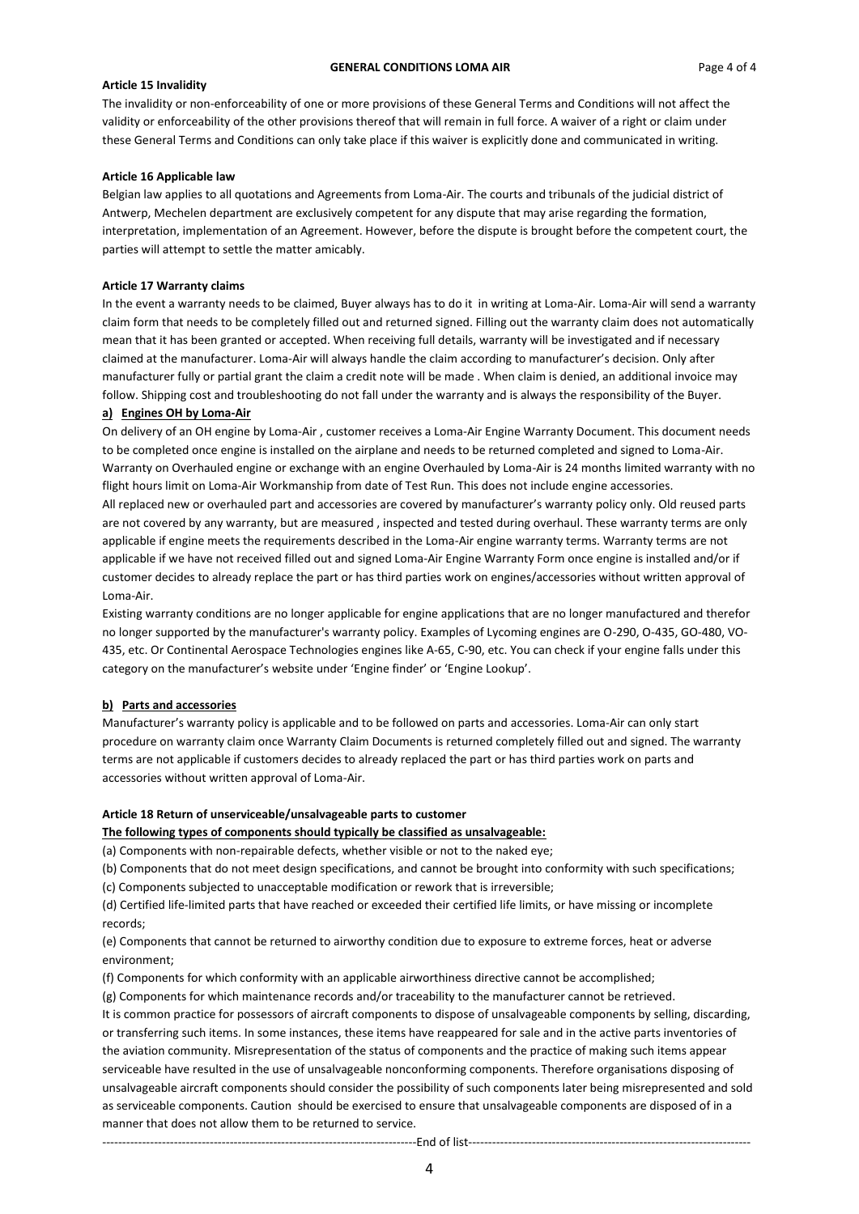**Article 15 Invalidity**

The invalidity or non-enforceability of one or more provisions of these General Terms and Conditions will not affect the validity or enforceability of the other provisions thereof that will remain in full force. A waiver of a right or claim under these General Terms and Conditions can only take place if this waiver is explicitly done and communicated in writing.

**Article 16 Applicable law**

Belgian law applies to all quotations and Agreements from Loma-Air. The courts and tribunals of the judicial district of Antwerp, Mechelen department are exclusively competent for any dispute that may arise regarding the formation, interpretation, implementation of an Agreement. However, before the dispute is brought before the competent court, the parties will attempt to settle the matter amicably.

**Article 17 Warranty claims**

In the event a warranty needs to be claimed, Buyer always has to do it in writing at Loma-Air. Loma-Air will send a warranty claim form that needs to be completely filled out and returned signed. Filling out the warranty claim does not automatically mean that it has been granted or accepted. When receiving full details, warranty will be investigated and if necessary claimed at the manufacturer. Loma-Air will always handle the claim according to manufacturer's decision. Only after manufacturer fully or partial grant the claim a credit note will be made . When claim is denied, an additional invoice may follow. Shipping cost and troubleshooting do not fall under the warranty and is always the responsibility of the Buyer.

**a) Engines OH by Loma-Air**

On delivery of an OH engine by Loma-Air , customer receives a Loma-Air Engine Warranty Document. This document needs to be completed once engine is installed on the airplane and needs to be returned completed and signed to Loma-Air. Warranty on Overhauled engine or exchange with an engine Overhauled by Loma-Air is 24 months limited warranty with no flight hours limit on Loma-Air Workmanship from date of Test Run. This does not include engine accessories.
All replaced new or overhauled part and accessories are covered by manufacturer's warranty policy only. Old reused parts are not covered by any warranty, but are measured , inspected and tested during overhaul. These warranty terms are only applicable if engine meets the requirements described in the Loma-Air engine warranty terms. Warranty terms are not applicable if we have not received filled out and signed Loma-Air Engine Warranty Form once engine is installed and/or if customer decides to already replace the part or has third parties work on engines/accessories without written approval of Loma-Air.

Existing warranty conditions are no longer applicable for engine applications that are no longer manufactured and therefor no longer supported by the manufacturer's warranty policy. Examples of Lycoming engines are O-290, O-435, GO-480, VO-435, etc. Or Continental Aerospace Technologies engines like A-65, C-90, etc. You can check if your engine falls under this category on the manufacturer's website under 'Engine finder' or 'Engine Lookup'.

**b) Parts and accessories**

Manufacturer's warranty policy is applicable and to be followed on parts and accessories. Loma-Air can only start procedure on warranty claim once Warranty Claim Documents is returned completely filled out and signed. The warranty terms are not applicable if customers decides to already replaced the part or has third parties work on parts and accessories without written approval of Loma-Air.

**Article 18 Return of unserviceable/unsalvageable parts to customer**

**The following types of components should typically be classified as unsalvageable:**

(a) Components with non-repairable defects, whether visible or not to the naked eye;

(b) Components that do not meet design specifications, and cannot be brought into conformity with such specifications;

(c) Components subjected to unacceptable modification or rework that is irreversible;

(d) Certified life-limited parts that have reached or exceeded their certified life limits, or have missing or incomplete records;

(e) Components that cannot be returned to airworthy condition due to exposure to extreme forces, heat or adverse environment;

(f) Components for which conformity with an applicable airworthiness directive cannot be accomplished;

(g) Components for which maintenance records and/or traceability to the manufacturer cannot be retrieved.

It is common practice for possessors of aircraft components to dispose of unsalvageable components by selling, discarding, or transferring such items. In some instances, these items have reappeared for sale and in the active parts inventories of the aviation community. Misrepresentation of the status of components and the practice of making such items appear serviceable have resulted in the use of unsalvageable nonconforming components. Therefore organisations disposing of unsalvageable aircraft components should consider the possibility of such components later being misrepresented and sold as serviceable components. Caution should be exercised to ensure that unsalvageable components are disposed of in a manner that does not allow them to be returned to service.

--------------------------------------------------------------------------------End of list----------------------------------------------------------------------